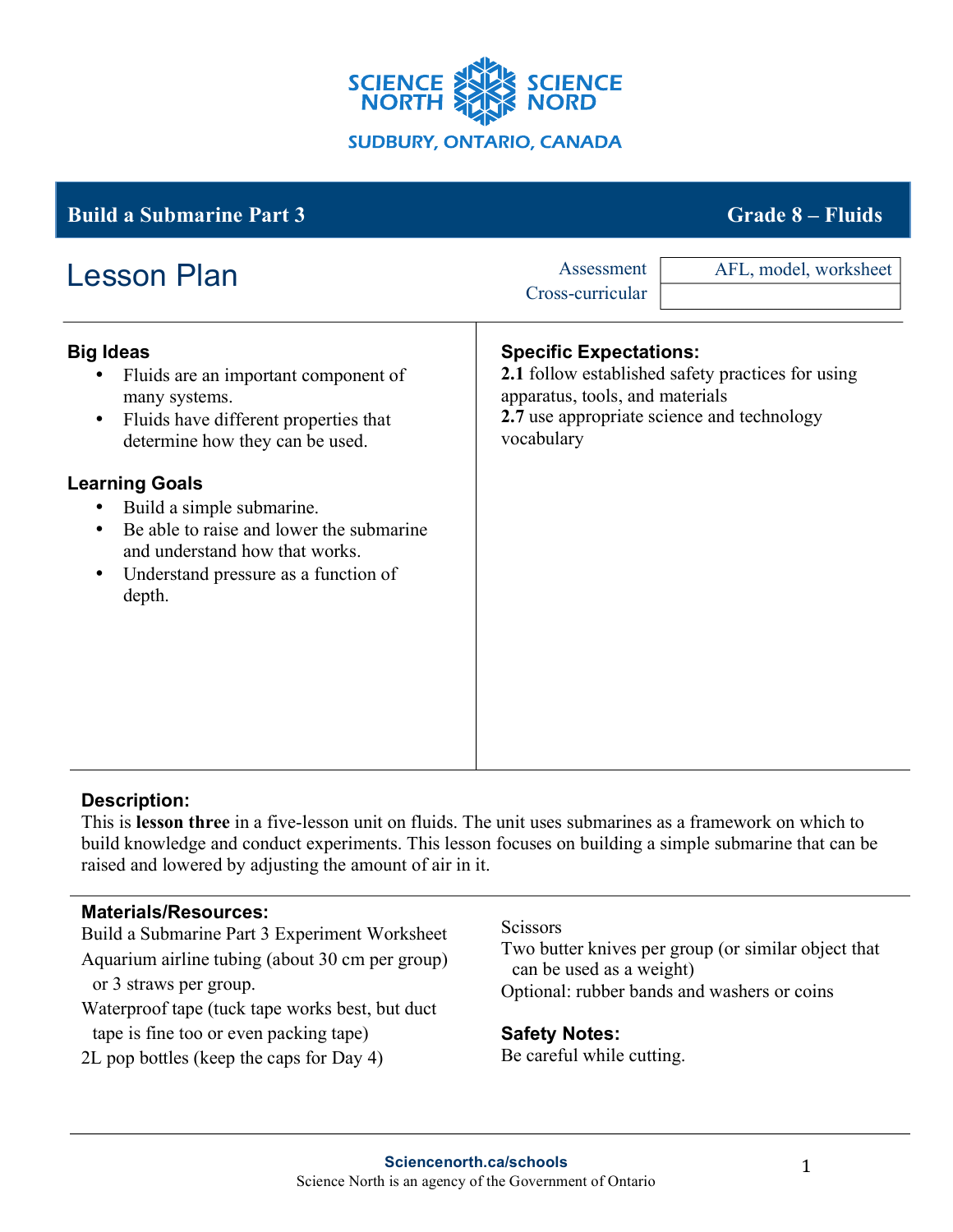SCIENCE NORTH | SCIENCE NORD

SUDBURY, ONTARIO, CANADA

## Build a Submarine Part 3 — Grade 8 – Fluids

# Lesson Plan

| Assessment | AFL, model, worksheet |
| --- | --- |
| Cross-curricular | |

### Big Ideas

- Fluids are an important component of many systems.
- Fluids have different properties that determine how they can be used.

### Learning Goals

- Build a simple submarine.
- Be able to raise and lower the submarine and understand how that works.
- Understand pressure as a function of depth.

### Specific Expectations:

**2.1** follow established safety practices for using apparatus, tools, and materials
**2.7** use appropriate science and technology vocabulary

### Description:

This is **lesson three** in a five-lesson unit on fluids. The unit uses submarines as a framework on which to build knowledge and conduct experiments. This lesson focuses on building a simple submarine that can be raised and lowered by adjusting the amount of air in it.

### Materials/Resources:

Build a Submarine Part 3 Experiment Worksheet
Aquarium airline tubing (about 30 cm per group) or 3 straws per group.
Waterproof tape (tuck tape works best, but duct tape is fine too or even packing tape)
2L pop bottles (keep the caps for Day 4)
Scissors
Two butter knives per group (or similar object that can be used as a weight)
Optional: rubber bands and washers or coins

### Safety Notes:

Be careful while cutting.

Sciencenorth.ca/schools
Science North is an agency of the Government of Ontario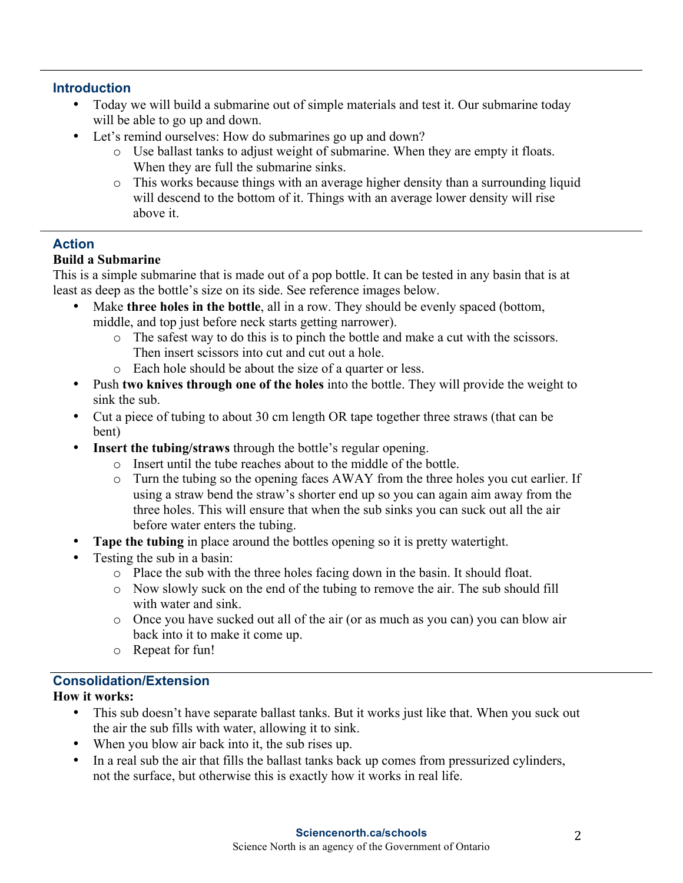## Introduction

- Today we will build a submarine out of simple materials and test it. Our submarine today will be able to go up and down.
- Let's remind ourselves: How do submarines go up and down?
  - Use ballast tanks to adjust weight of submarine. When they are empty it floats. When they are full the submarine sinks.
  - This works because things with an average higher density than a surrounding liquid will descend to the bottom of it. Things with an average lower density will rise above it.

## Action

**Build a Submarine**

This is a simple submarine that is made out of a pop bottle. It can be tested in any basin that is at least as deep as the bottle's size on its side. See reference images below.

- Make **three holes in the bottle**, all in a row. They should be evenly spaced (bottom, middle, and top just before neck starts getting narrower).
  - The safest way to do this is to pinch the bottle and make a cut with the scissors. Then insert scissors into cut and cut out a hole.
  - Each hole should be about the size of a quarter or less.
- Push **two knives through one of the holes** into the bottle. They will provide the weight to sink the sub.
- Cut a piece of tubing to about 30 cm length OR tape together three straws (that can be bent)
- **Insert the tubing/straws** through the bottle's regular opening.
  - Insert until the tube reaches about to the middle of the bottle.
  - Turn the tubing so the opening faces AWAY from the three holes you cut earlier. If using a straw bend the straw's shorter end up so you can again aim away from the three holes. This will ensure that when the sub sinks you can suck out all the air before water enters the tubing.
- **Tape the tubing** in place around the bottles opening so it is pretty watertight.
- Testing the sub in a basin:
  - Place the sub with the three holes facing down in the basin. It should float.
  - Now slowly suck on the end of the tubing to remove the air. The sub should fill with water and sink.
  - Once you have sucked out all of the air (or as much as you can) you can blow air back into it to make it come up.
  - Repeat for fun!

## Consolidation/Extension

**How it works:**

- This sub doesn't have separate ballast tanks. But it works just like that. When you suck out the air the sub fills with water, allowing it to sink.
- When you blow air back into it, the sub rises up.
- In a real sub the air that fills the ballast tanks back up comes from pressurized cylinders, not the surface, but otherwise this is exactly how it works in real life.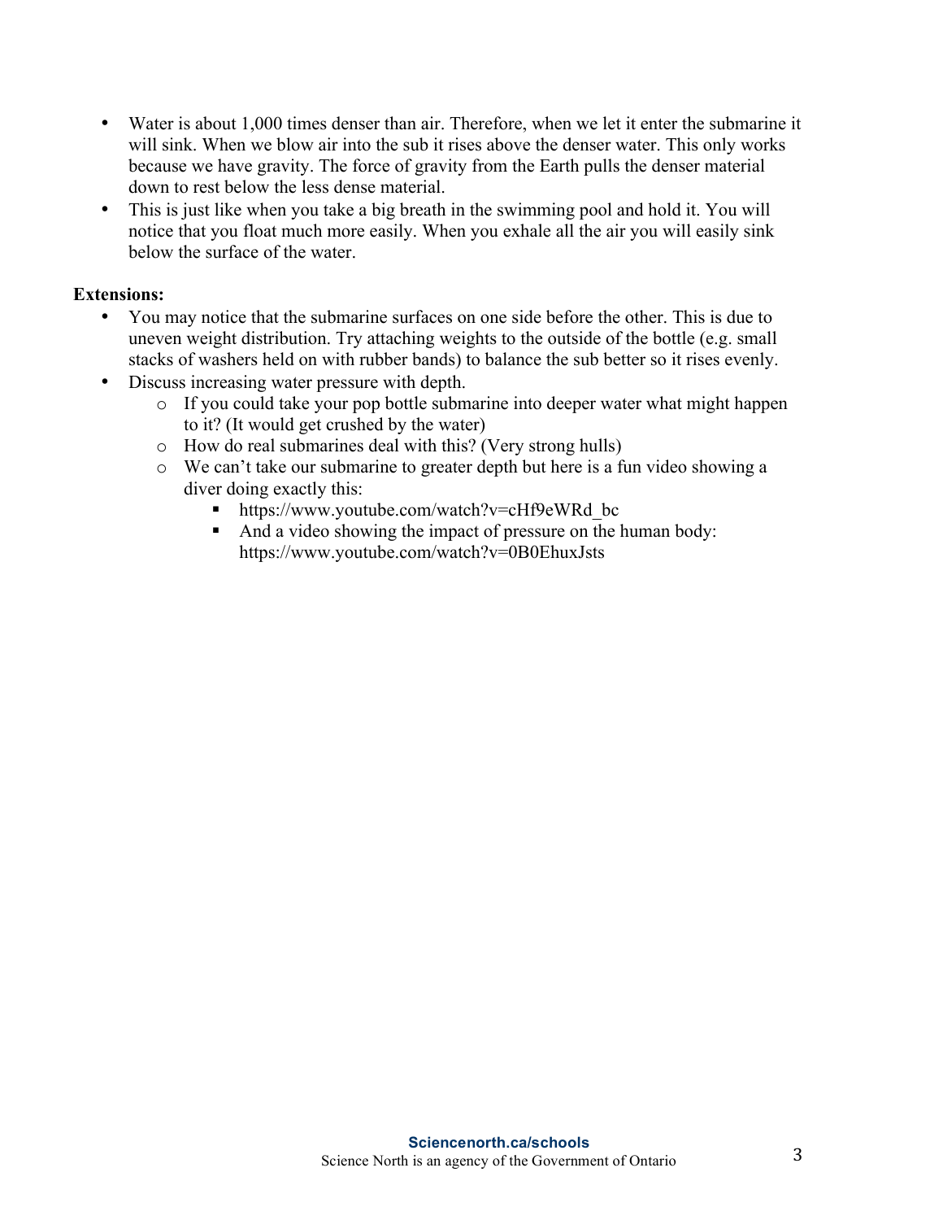- Water is about 1,000 times denser than air. Therefore, when we let it enter the submarine it will sink. When we blow air into the sub it rises above the denser water. This only works because we have gravity. The force of gravity from the Earth pulls the denser material down to rest below the less dense material.
- This is just like when you take a big breath in the swimming pool and hold it. You will notice that you float much more easily. When you exhale all the air you will easily sink below the surface of the water.

**Extensions:**

- You may notice that the submarine surfaces on one side before the other. This is due to uneven weight distribution. Try attaching weights to the outside of the bottle (e.g. small stacks of washers held on with rubber bands) to balance the sub better so it rises evenly.
- Discuss increasing water pressure with depth.
  - If you could take your pop bottle submarine into deeper water what might happen to it? (It would get crushed by the water)
  - How do real submarines deal with this? (Very strong hulls)
  - We can't take our submarine to greater depth but here is a fun video showing a diver doing exactly this:
    - https://www.youtube.com/watch?v=cHf9eWRd_bc
    - And a video showing the impact of pressure on the human body: https://www.youtube.com/watch?v=0B0EhuxJsts

**Sciencenorth.ca/schools**
Science North is an agency of the Government of Ontario